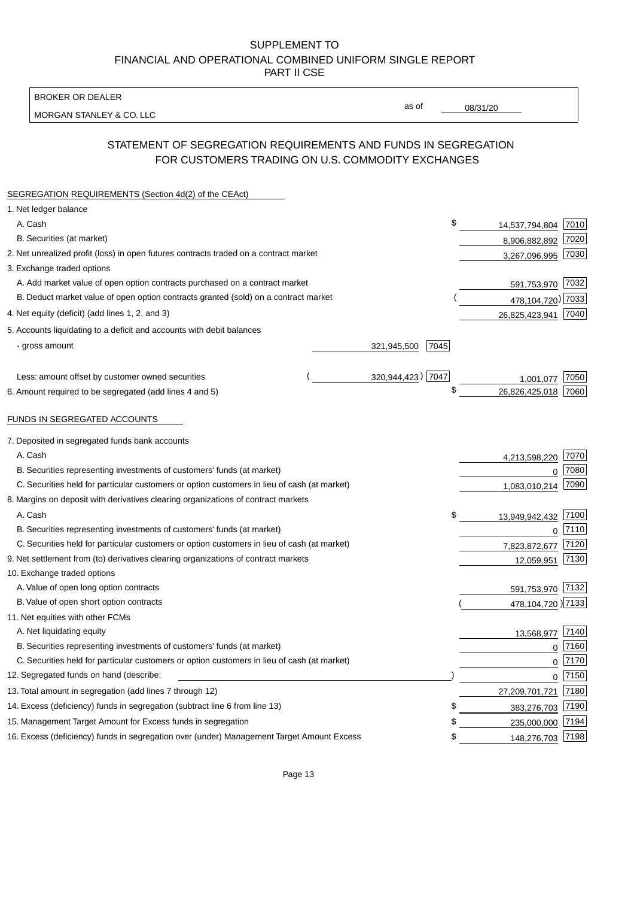# SUPPLEMENT TO
# FINANCIAL AND OPERATIONAL COMBINED UNIFORM SINGLE REPORT
# PART II CSE

BROKER OR DEALER

MORGAN STANLEY & CO. LLC

as of 08/31/20

## STATEMENT OF SEGREGATION REQUIREMENTS AND FUNDS IN SEGREGATION FOR CUSTOMERS TRADING ON U.S. COMMODITY EXCHANGES

| SEGREGATION REQUIREMENTS (Section 4d(2) of the CEAct) | | | | |
|---|---|---|---|---|
| 1. Net ledger balance | | | | |
| A. Cash | | | $ 14,537,794,804 | 7010 |
| B. Securities (at market) | | | 8,906,882,892 | 7020 |
| 2. Net unrealized profit (loss) in open futures contracts traded on a contract market | | | 3,267,096,995 | 7030 |
| 3. Exchange traded options | | | | |
| A. Add market value of open option contracts purchased on a contract market | | | 591,753,970 | 7032 |
| B. Deduct market value of open option contracts granted (sold) on a contract market | | | (478,104,720) | 7033 |
| 4. Net equity (deficit) (add lines 1, 2, and 3) | | | 26,825,423,941 | 7040 |
| 5. Accounts liquidating to a deficit and accounts with debit balances | | | | |
| - gross amount | 321,945,500 | 7045 | | |
| Less: amount offset by customer owned securities | (320,944,423) | 7047 | 1,001,077 | 7050 |
| 6. Amount required to be segregated (add lines 4 and 5) | | | $ 26,826,425,018 | 7060 |

| FUNDS IN SEGREGATED ACCOUNTS | | |
|---|---|---|
| 7. Deposited in segregated funds bank accounts | | |
| A. Cash | 4,213,598,220 | 7070 |
| B. Securities representing investments of customers' funds (at market) | 0 | 7080 |
| C. Securities held for particular customers or option customers in lieu of cash (at market) | 1,083,010,214 | 7090 |
| 8. Margins on deposit with derivatives clearing organizations of contract markets | | |
| A. Cash | $ 13,949,942,432 | 7100 |
| B. Securities representing investments of customers' funds (at market) | 0 | 7110 |
| C. Securities held for particular customers or option customers in lieu of cash (at market) | 7,823,872,677 | 7120 |
| 9. Net settlement from (to) derivatives clearing organizations of contract markets | 12,059,951 | 7130 |
| 10. Exchange traded options | | |
| A. Value of open long option contracts | 591,753,970 | 7132 |
| B. Value of open short option contracts | (478,104,720) | 7133 |
| 11. Net equities with other FCMs | | |
| A. Net liquidating equity | 13,568,977 | 7140 |
| B. Securities representing investments of customers' funds (at market) | 0 | 7160 |
| C. Securities held for particular customers or option customers in lieu of cash (at market) | 0 | 7170 |
| 12. Segregated funds on hand (describe: ) | 0 | 7150 |
| 13. Total amount in segregation (add lines 7 through 12) | 27,209,701,721 | 7180 |
| 14. Excess (deficiency) funds in segregation (subtract line 6 from line 13) | $ 383,276,703 | 7190 |
| 15. Management Target Amount for Excess funds in segregation | $ 235,000,000 | 7194 |
| 16. Excess (deficiency) funds in segregation over (under) Management Target Amount Excess | $ 148,276,703 | 7198 |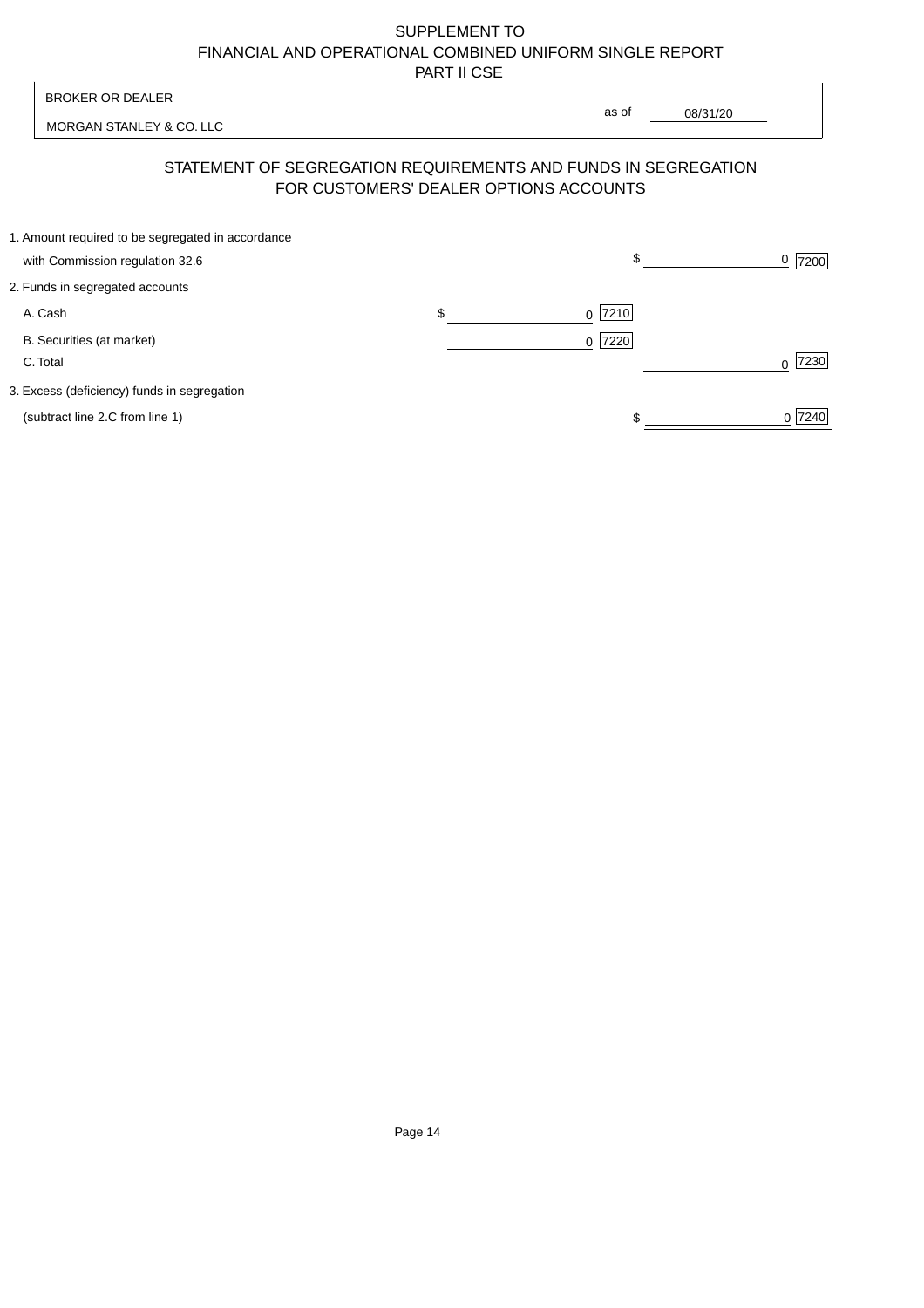SUPPLEMENT TO
FINANCIAL AND OPERATIONAL COMBINED UNIFORM SINGLE REPORT
PART II CSE

BROKER OR DEALER

MORGAN STANLEY & CO. LLC

as of 08/31/20

## STATEMENT OF SEGREGATION REQUIREMENTS AND FUNDS IN SEGREGATION FOR CUSTOMERS' DEALER OPTIONS ACCOUNTS

| | | | | |
|---|---|---|---|---|
| 1. Amount required to be segregated in accordance with Commission regulation 32.6 | | | $ 0 | 7200 |
| 2. Funds in segregated accounts | | | | |
| A. Cash | $ 0 | 7210 | | |
| B. Securities (at market) | 0 | 7220 | | |
| C. Total | | | 0 | 7230 |
| 3. Excess (deficiency) funds in segregation (subtract line 2.C from line 1) | | | $ 0 | 7240 |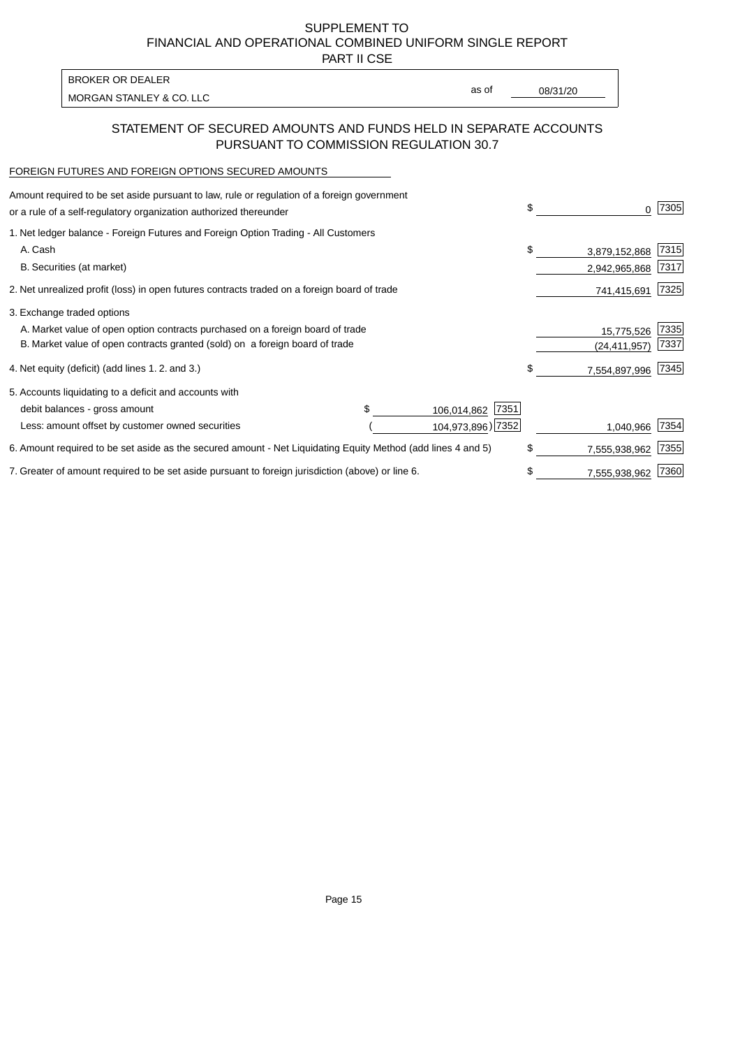SUPPLEMENT TO
FINANCIAL AND OPERATIONAL COMBINED UNIFORM SINGLE REPORT
PART II CSE

| BROKER OR DEALER | | |
|---|---|---|
| MORGAN STANLEY & CO. LLC | as of | 08/31/20 |

## STATEMENT OF SECURED AMOUNTS AND FUNDS HELD IN SEPARATE ACCOUNTS PURSUANT TO COMMISSION REGULATION 30.7

FOREIGN FUTURES AND FOREIGN OPTIONS SECURED AMOUNTS

| | | | | |
|---|---|---|---|---|
| Amount required to be set aside pursuant to law, rule or regulation of a foreign government or a rule of a self-regulatory organization authorized thereunder | | | $ 0 | 7305 |
| 1. Net ledger balance - Foreign Futures and Foreign Option Trading - All Customers | | | | |
| A. Cash | | | $ 3,879,152,868 | 7315 |
| B. Securities (at market) | | | 2,942,965,868 | 7317 |
| 2. Net unrealized profit (loss) in open futures contracts traded on a foreign board of trade | | | 741,415,691 | 7325 |
| 3. Exchange traded options | | | | |
| A. Market value of open option contracts purchased on a foreign board of trade | | | 15,775,526 | 7335 |
| B. Market value of open contracts granted (sold) on a foreign board of trade | | | (24,411,957) | 7337 |
| 4. Net equity (deficit) (add lines 1. 2. and 3.) | | | $ 7,554,897,996 | 7345 |
| 5. Accounts liquidating to a deficit and accounts with | | | | |
| debit balances - gross amount | $ 106,014,862 | 7351 | | |
| Less: amount offset by customer owned securities | ( 104,973,896) | 7352 | 1,040,966 | 7354 |
| 6. Amount required to be set aside as the secured amount - Net Liquidating Equity Method (add lines 4 and 5) | | | $ 7,555,938,962 | 7355 |
| 7. Greater of amount required to be set aside pursuant to foreign jurisdiction (above) or line 6. | | | $ 7,555,938,962 | 7360 |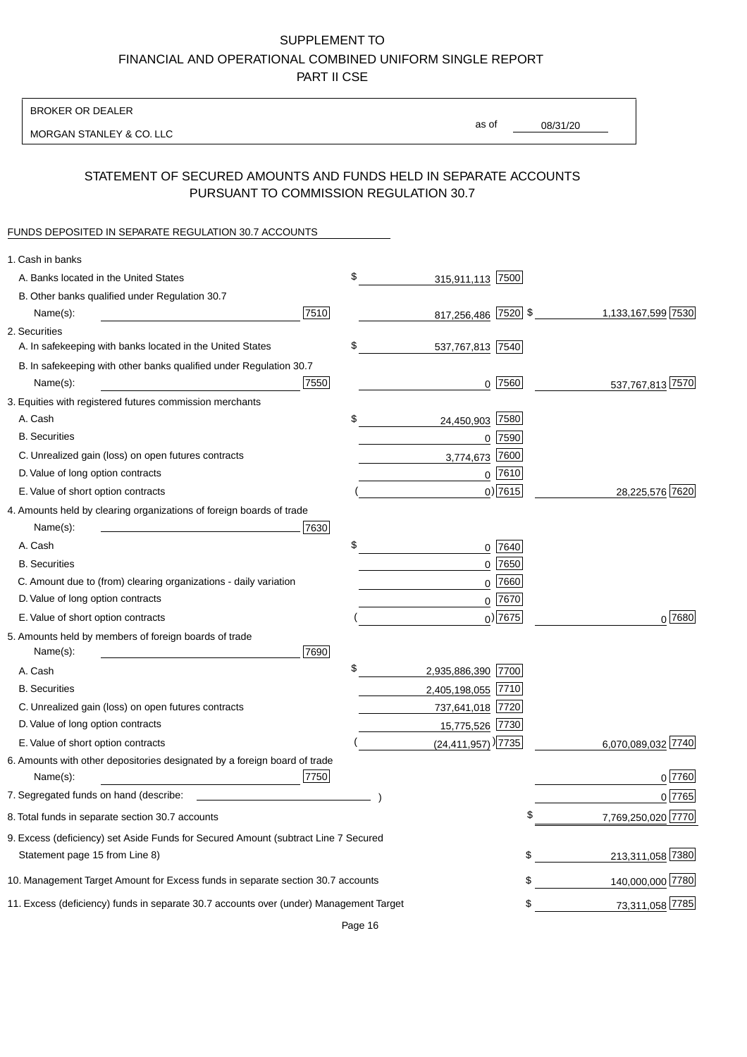SUPPLEMENT TO
FINANCIAL AND OPERATIONAL COMBINED UNIFORM SINGLE REPORT
PART II CSE

BROKER OR DEALER
MORGAN STANLEY & CO. LLC

as of 08/31/20

## STATEMENT OF SECURED AMOUNTS AND FUNDS HELD IN SEPARATE ACCOUNTS PURSUANT TO COMMISSION REGULATION 30.7

FUNDS DEPOSITED IN SEPARATE REGULATION 30.7 ACCOUNTS

| | | | |
|---|---|---|---|
| 1. Cash in banks | | | |
| A. Banks located in the United States | | $ 315,911,113 [7500] | |
| B. Other banks qualified under Regulation 30.7 | | | |
| Name(s): | [7510] | 817,256,486 [7520] | $ 1,133,167,599 [7530] |
| 2. Securities | | | |
| A. In safekeeping with banks located in the United States | | $ 537,767,813 [7540] | |
| B. In safekeeping with other banks qualified under Regulation 30.7 | | | |
| Name(s): | [7550] | 0 [7560] | 537,767,813 [7570] |
| 3. Equities with registered futures commission merchants | | | |
| A. Cash | | $ 24,450,903 [7580] | |
| B. Securities | | 0 [7590] | |
| C. Unrealized gain (loss) on open futures contracts | | 3,774,673 [7600] | |
| D. Value of long option contracts | | 0 [7610] | |
| E. Value of short option contracts | | ( 0) [7615] | 28,225,576 [7620] |
| 4. Amounts held by clearing organizations of foreign boards of trade | | | |
| Name(s): | [7630] | | |
| A. Cash | | $ 0 [7640] | |
| B. Securities | | 0 [7650] | |
| C. Amount due to (from) clearing organizations - daily variation | | 0 [7660] | |
| D. Value of long option contracts | | 0 [7670] | |
| E. Value of short option contracts | | ( 0) [7675] | 0 [7680] |
| 5. Amounts held by members of foreign boards of trade | | | |
| Name(s): | [7690] | | |
| A. Cash | | $ 2,935,886,390 [7700] | |
| B. Securities | | 2,405,198,055 [7710] | |
| C. Unrealized gain (loss) on open futures contracts | | 737,641,018 [7720] | |
| D. Value of long option contracts | | 15,775,526 [7730] | |
| E. Value of short option contracts | | ( (24,411,957) ) [7735] | 6,070,089,032 [7740] |
| 6. Amounts with other depositories designated by a foreign board of trade | | | |
| Name(s): | [7750] | | 0 [7760] |
| 7. Segregated funds on hand (describe: ) | | | 0 [7765] |
| 8. Total funds in separate section 30.7 accounts | | | $ 7,769,250,020 [7770] |
| 9. Excess (deficiency) set Aside Funds for Secured Amount (subtract Line 7 Secured Statement page 15 from Line 8) | | | $ 213,311,058 [7380] |
| 10. Management Target Amount for Excess funds in separate section 30.7 accounts | | | $ 140,000,000 [7780] |
| 11. Excess (deficiency) funds in separate 30.7 accounts over (under) Management Target | | | $ 73,311,058 [7785] |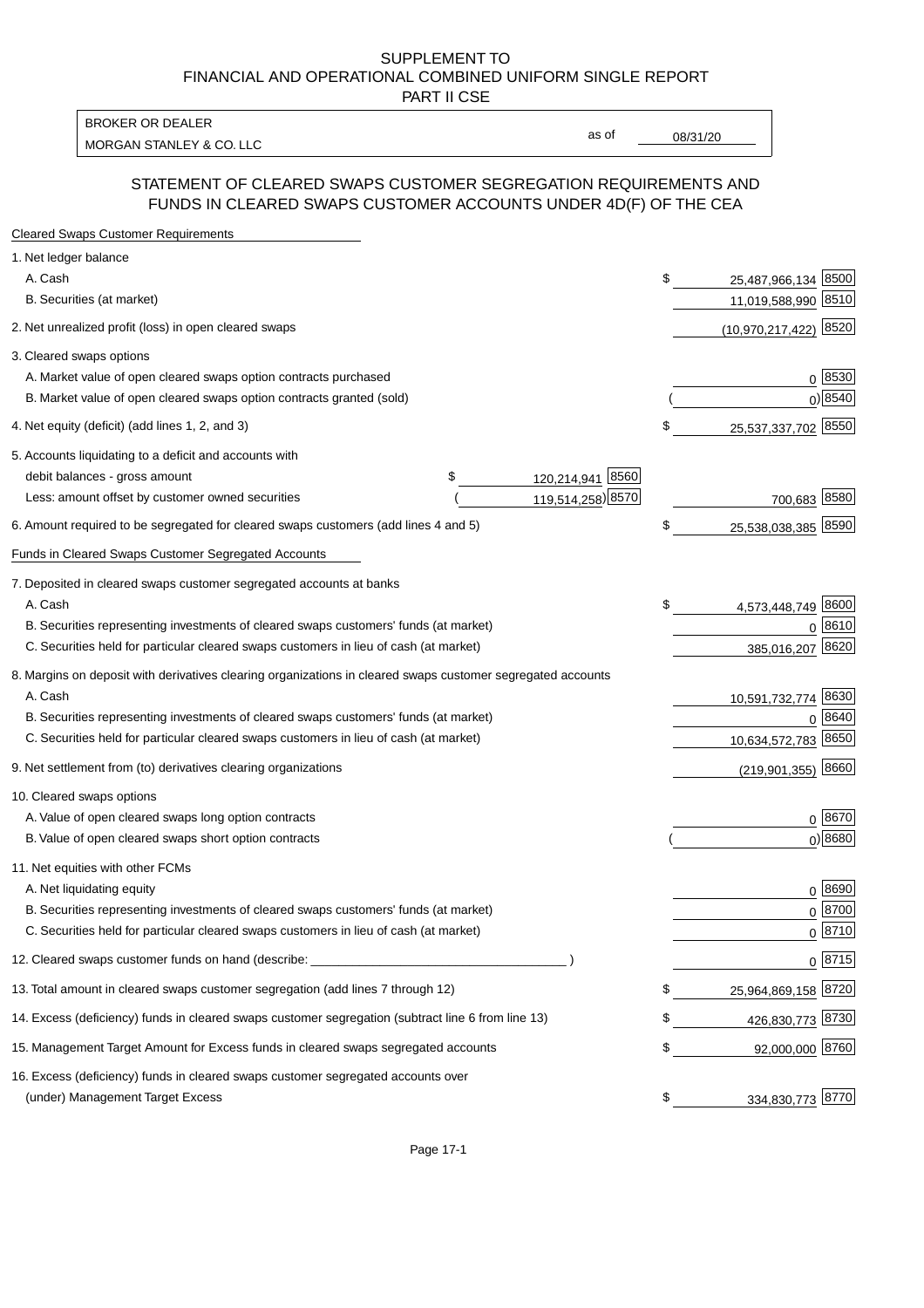SUPPLEMENT TO
FINANCIAL AND OPERATIONAL COMBINED UNIFORM SINGLE REPORT
PART II CSE

| | | |
|---|---|---|
| BROKER OR DEALER | | |
| MORGAN STANLEY & CO. LLC | as of | 08/31/20 |

## STATEMENT OF CLEARED SWAPS CUSTOMER SEGREGATION REQUIREMENTS AND FUNDS IN CLEARED SWAPS CUSTOMER ACCOUNTS UNDER 4D(F) OF THE CEA

Cleared Swaps Customer Requirements

| | | | | |
|---|---|---|---|---|
| 1. Net ledger balance | | | | |
| A. Cash | | | $ 25,487,966,134 | 8500 |
| B. Securities (at market) | | | 11,019,588,990 | 8510 |
| 2. Net unrealized profit (loss) in open cleared swaps | | | (10,970,217,422) | 8520 |
| 3. Cleared swaps options | | | | |
| A. Market value of open cleared swaps option contracts purchased | | | 0 | 8530 |
| B. Market value of open cleared swaps option contracts granted (sold) | | | ( 0) | 8540 |
| 4. Net equity (deficit) (add lines 1, 2, and 3) | | | $ 25,537,337,702 | 8550 |
| 5. Accounts liquidating to a deficit and accounts with | | | | |
| debit balances - gross amount | $ 120,214,941 | 8560 | | |
| Less: amount offset by customer owned securities | ( 119,514,258) | 8570 | 700,683 | 8580 |
| 6. Amount required to be segregated for cleared swaps customers (add lines 4 and 5) | | | $ 25,538,038,385 | 8590 |

Funds in Cleared Swaps Customer Segregated Accounts

| | | |
|---|---|---|
| 7. Deposited in cleared swaps customer segregated accounts at banks | | |
| A. Cash | $ 4,573,448,749 | 8600 |
| B. Securities representing investments of cleared swaps customers' funds (at market) | 0 | 8610 |
| C. Securities held for particular cleared swaps customers in lieu of cash (at market) | 385,016,207 | 8620 |
| 8. Margins on deposit with derivatives clearing organizations in cleared swaps customer segregated accounts | | |
| A. Cash | 10,591,732,774 | 8630 |
| B. Securities representing investments of cleared swaps customers' funds (at market) | 0 | 8640 |
| C. Securities held for particular cleared swaps customers in lieu of cash (at market) | 10,634,572,783 | 8650 |
| 9. Net settlement from (to) derivatives clearing organizations | (219,901,355) | 8660 |
| 10. Cleared swaps options | | |
| A. Value of open cleared swaps long option contracts | 0 | 8670 |
| B. Value of open cleared swaps short option contracts | ( 0) | 8680 |
| 11. Net equities with other FCMs | | |
| A. Net liquidating equity | 0 | 8690 |
| B. Securities representing investments of cleared swaps customers' funds (at market) | 0 | 8700 |
| C. Securities held for particular cleared swaps customers in lieu of cash (at market) | 0 | 8710 |
| 12. Cleared swaps customer funds on hand (describe: ____________________ ) | 0 | 8715 |
| 13. Total amount in cleared swaps customer segregation (add lines 7 through 12) | $ 25,964,869,158 | 8720 |
| 14. Excess (deficiency) funds in cleared swaps customer segregation (subtract line 6 from line 13) | $ 426,830,773 | 8730 |
| 15. Management Target Amount for Excess funds in cleared swaps segregated accounts | $ 92,000,000 | 8760 |
| 16. Excess (deficiency) funds in cleared swaps customer segregated accounts over (under) Management Target Excess | $ 334,830,773 | 8770 |